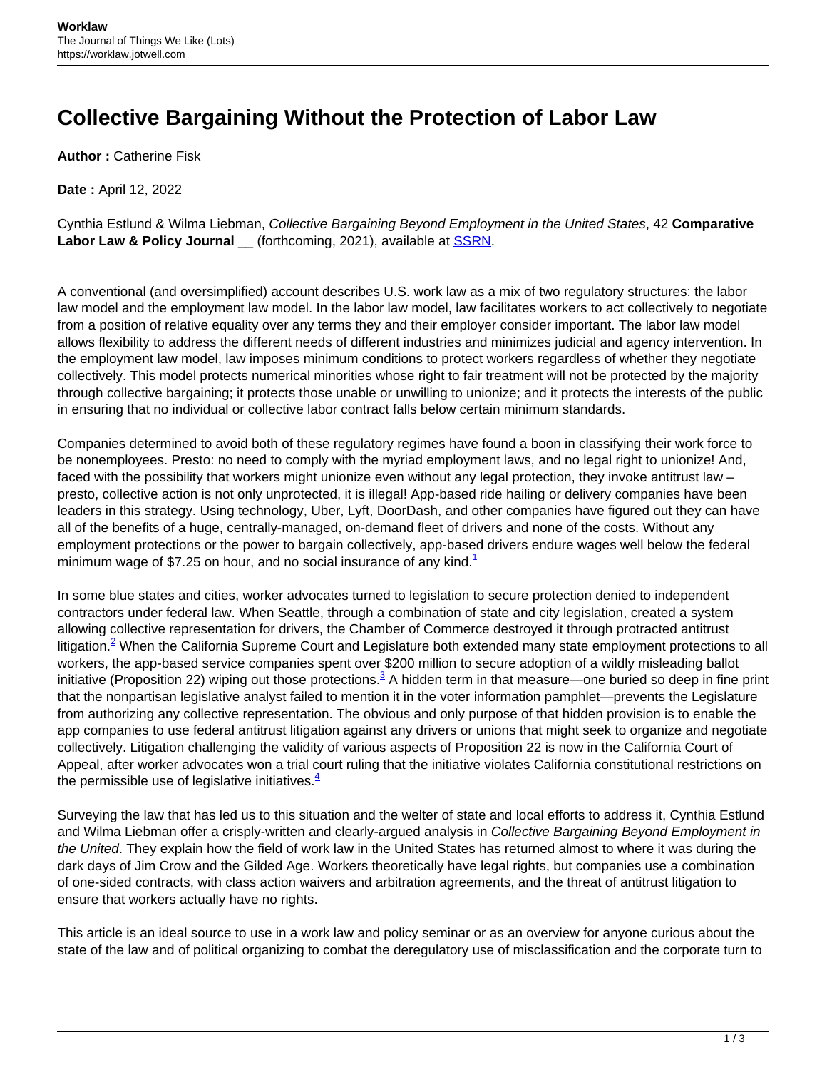# Collective Bargaining Without the Protection of Labor Law

**Author :** Catherine Fisk

**Date :** April 12, 2022

Cynthia Estlund & Wilma Liebman, *Collective Bargaining Beyond Employment in the United States*, 42 **Comparative Labor Law & Policy Journal** __ (forthcoming, 2021), available at [SSRN](SSRN).

A conventional (and oversimplified) account describes U.S. work law as a mix of two regulatory structures: the labor law model and the employment law model. In the labor law model, law facilitates workers to act collectively to negotiate from a position of relative equality over any terms they and their employer consider important. The labor law model allows flexibility to address the different needs of different industries and minimizes judicial and agency intervention. In the employment law model, law imposes minimum conditions to protect workers regardless of whether they negotiate collectively. This model protects numerical minorities whose right to fair treatment will not be protected by the majority through collective bargaining; it protects those unable or unwilling to unionize; and it protects the interests of the public in ensuring that no individual or collective labor contract falls below certain minimum standards.

Companies determined to avoid both of these regulatory regimes have found a boon in classifying their work force to be nonemployees. Presto: no need to comply with the myriad employment laws, and no legal right to unionize! And, faced with the possibility that workers might unionize even without any legal protection, they invoke antitrust law – presto, collective action is not only unprotected, it is illegal! App-based ride hailing or delivery companies have been leaders in this strategy. Using technology, Uber, Lyft, DoorDash, and other companies have figured out they can have all of the benefits of a huge, centrally-managed, on-demand fleet of drivers and none of the costs. Without any employment protections or the power to bargain collectively, app-based drivers endure wages well below the federal minimum wage of $7.25 on hour, and no social insurance of any kind.[1]

In some blue states and cities, worker advocates turned to legislation to secure protection denied to independent contractors under federal law. When Seattle, through a combination of state and city legislation, created a system allowing collective representation for drivers, the Chamber of Commerce destroyed it through protracted antitrust litigation.[2] When the California Supreme Court and Legislature both extended many state employment protections to all workers, the app-based service companies spent over $200 million to secure adoption of a wildly misleading ballot initiative (Proposition 22) wiping out those protections.[3] A hidden term in that measure—one buried so deep in fine print that the nonpartisan legislative analyst failed to mention it in the voter information pamphlet—prevents the Legislature from authorizing any collective representation. The obvious and only purpose of that hidden provision is to enable the app companies to use federal antitrust litigation against any drivers or unions that might seek to organize and negotiate collectively. Litigation challenging the validity of various aspects of Proposition 22 is now in the California Court of Appeal, after worker advocates won a trial court ruling that the initiative violates California constitutional restrictions on the permissible use of legislative initiatives.[4]

Surveying the law that has led us to this situation and the welter of state and local efforts to address it, Cynthia Estlund and Wilma Liebman offer a crisply-written and clearly-argued analysis in *Collective Bargaining Beyond Employment in the United*. They explain how the field of work law in the United States has returned almost to where it was during the dark days of Jim Crow and the Gilded Age. Workers theoretically have legal rights, but companies use a combination of one-sided contracts, with class action waivers and arbitration agreements, and the threat of antitrust litigation to ensure that workers actually have no rights.

This article is an ideal source to use in a work law and policy seminar or as an overview for anyone curious about the state of the law and of political organizing to combat the deregulatory use of misclassification and the corporate turn to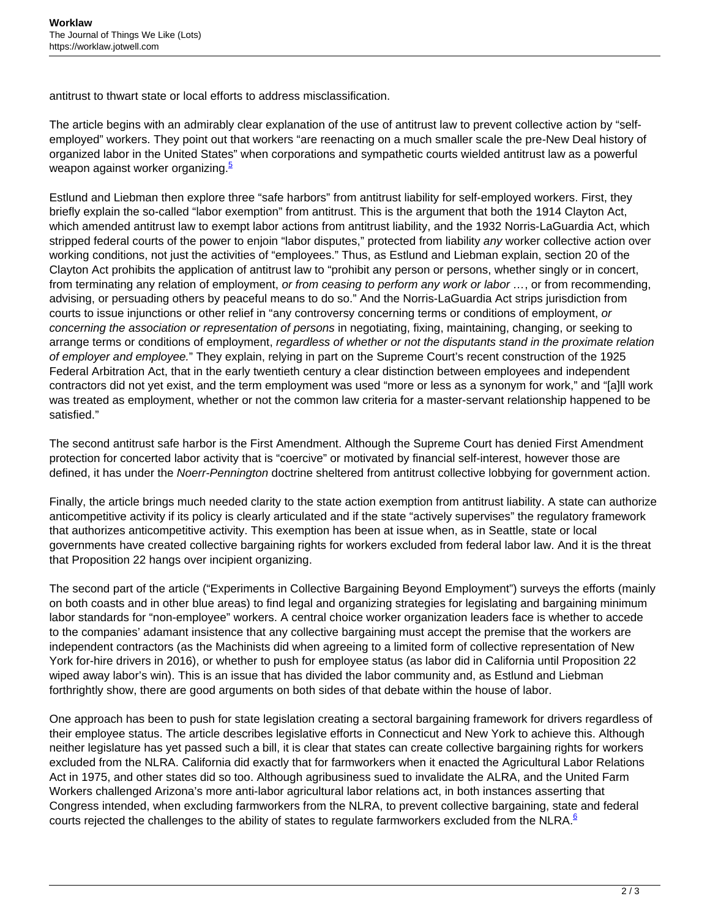antitrust to thwart state or local efforts to address misclassification.

The article begins with an admirably clear explanation of the use of antitrust law to prevent collective action by "self-employed" workers. They point out that workers "are reenacting on a much smaller scale the pre-New Deal history of organized labor in the United States" when corporations and sympathetic courts wielded antitrust law as a powerful weapon against worker organizing.[5]

Estlund and Liebman then explore three "safe harbors" from antitrust liability for self-employed workers. First, they briefly explain the so-called "labor exemption" from antitrust. This is the argument that both the 1914 Clayton Act, which amended antitrust law to exempt labor actions from antitrust liability, and the 1932 Norris-LaGuardia Act, which stripped federal courts of the power to enjoin "labor disputes," protected from liability *any* worker collective action over working conditions, not just the activities of "employees." Thus, as Estlund and Liebman explain, section 20 of the Clayton Act prohibits the application of antitrust law to "prohibit any person or persons, whether singly or in concert, from terminating any relation of employment, *or from ceasing to perform any work or labor* …, or from recommending, advising, or persuading others by peaceful means to do so." And the Norris-LaGuardia Act strips jurisdiction from courts to issue injunctions or other relief in "any controversy concerning terms or conditions of employment, *or concerning the association or representation of persons* in negotiating, fixing, maintaining, changing, or seeking to arrange terms or conditions of employment, *regardless of whether or not the disputants stand in the proximate relation of employer and employee.*" They explain, relying in part on the Supreme Court's recent construction of the 1925 Federal Arbitration Act, that in the early twentieth century a clear distinction between employees and independent contractors did not yet exist, and the term employment was used "more or less as a synonym for work," and "[a]ll work was treated as employment, whether or not the common law criteria for a master-servant relationship happened to be satisfied."

The second antitrust safe harbor is the First Amendment. Although the Supreme Court has denied First Amendment protection for concerted labor activity that is "coercive" or motivated by financial self-interest, however those are defined, it has under the *Noerr-Pennington* doctrine sheltered from antitrust collective lobbying for government action.

Finally, the article brings much needed clarity to the state action exemption from antitrust liability. A state can authorize anticompetitive activity if its policy is clearly articulated and if the state "actively supervises" the regulatory framework that authorizes anticompetitive activity. This exemption has been at issue when, as in Seattle, state or local governments have created collective bargaining rights for workers excluded from federal labor law. And it is the threat that Proposition 22 hangs over incipient organizing.

The second part of the article ("Experiments in Collective Bargaining Beyond Employment") surveys the efforts (mainly on both coasts and in other blue areas) to find legal and organizing strategies for legislating and bargaining minimum labor standards for "non-employee" workers. A central choice worker organization leaders face is whether to accede to the companies' adamant insistence that any collective bargaining must accept the premise that the workers are independent contractors (as the Machinists did when agreeing to a limited form of collective representation of New York for-hire drivers in 2016), or whether to push for employee status (as labor did in California until Proposition 22 wiped away labor's win). This is an issue that has divided the labor community and, as Estlund and Liebman forthrightly show, there are good arguments on both sides of that debate within the house of labor.

One approach has been to push for state legislation creating a sectoral bargaining framework for drivers regardless of their employee status. The article describes legislative efforts in Connecticut and New York to achieve this. Although neither legislature has yet passed such a bill, it is clear that states can create collective bargaining rights for workers excluded from the NLRA. California did exactly that for farmworkers when it enacted the Agricultural Labor Relations Act in 1975, and other states did so too. Although agribusiness sued to invalidate the ALRA, and the United Farm Workers challenged Arizona's more anti-labor agricultural labor relations act, in both instances asserting that Congress intended, when excluding farmworkers from the NLRA, to prevent collective bargaining, state and federal courts rejected the challenges to the ability of states to regulate farmworkers excluded from the NLRA.[6]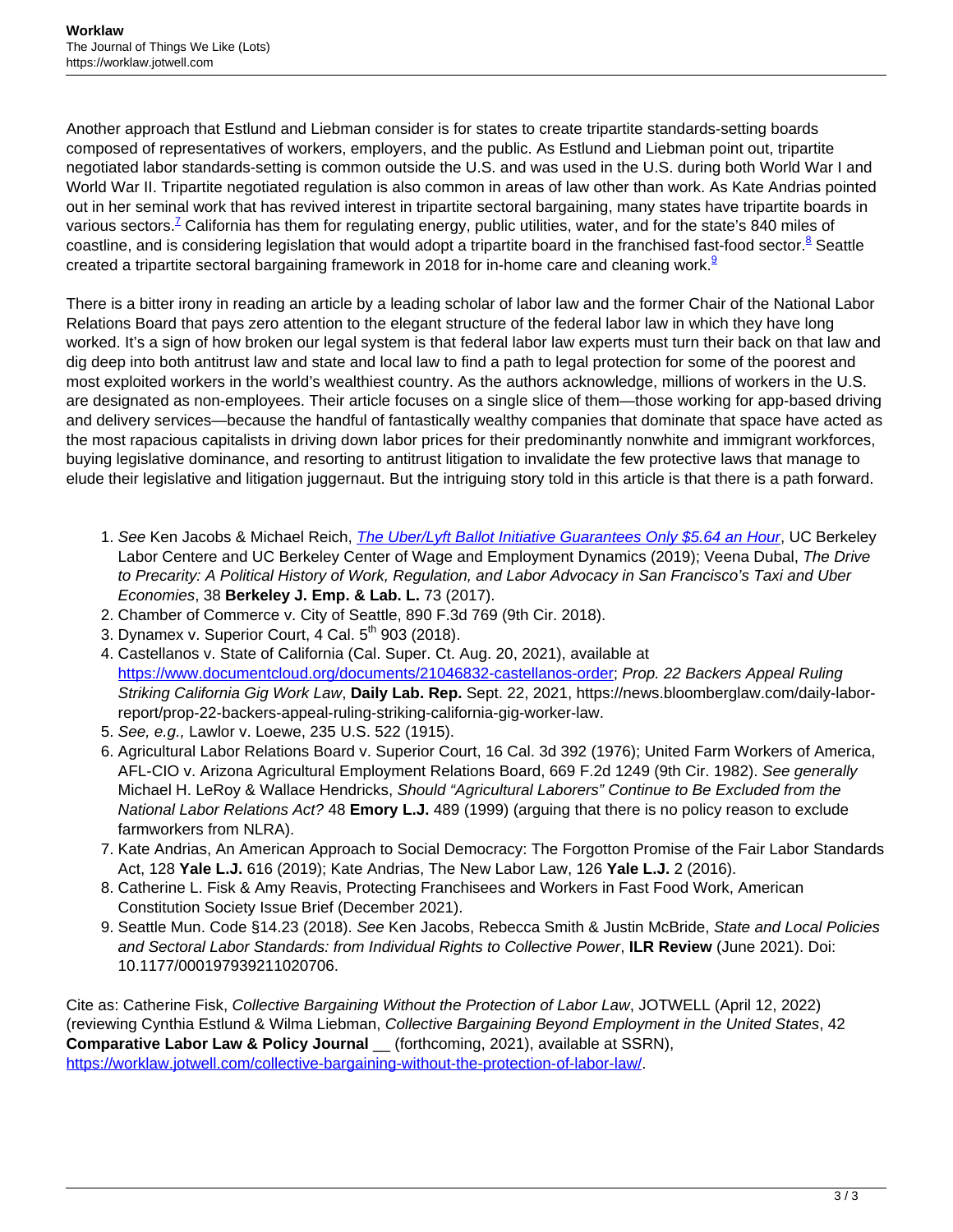Another approach that Estlund and Liebman consider is for states to create tripartite standards-setting boards composed of representatives of workers, employers, and the public. As Estlund and Liebman point out, tripartite negotiated labor standards-setting is common outside the U.S. and was used in the U.S. during both World War I and World War II. Tripartite negotiated regulation is also common in areas of law other than work. As Kate Andrias pointed out in her seminal work that has revived interest in tripartite sectoral bargaining, many states have tripartite boards in various sectors.[7] California has them for regulating energy, public utilities, water, and for the state's 840 miles of coastline, and is considering legislation that would adopt a tripartite board in the franchised fast-food sector.[8] Seattle created a tripartite sectoral bargaining framework in 2018 for in-home care and cleaning work.[9]

There is a bitter irony in reading an article by a leading scholar of labor law and the former Chair of the National Labor Relations Board that pays zero attention to the elegant structure of the federal labor law in which they have long worked. It's a sign of how broken our legal system is that federal labor law experts must turn their back on that law and dig deep into both antitrust law and state and local law to find a path to legal protection for some of the poorest and most exploited workers in the world's wealthiest country. As the authors acknowledge, millions of workers in the U.S. are designated as non-employees. Their article focuses on a single slice of them—those working for app-based driving and delivery services—because the handful of fantastically wealthy companies that dominate that space have acted as the most rapacious capitalists in driving down labor prices for their predominantly nonwhite and immigrant workforces, buying legislative dominance, and resorting to antitrust litigation to invalidate the few protective laws that manage to elude their legislative and litigation juggernaut. But the intriguing story told in this article is that there is a path forward.

1. *See* Ken Jacobs & Michael Reich, *The Uber/Lyft Ballot Initiative Guarantees Only $5.64 an Hour*, UC Berkeley Labor Centere and UC Berkeley Center of Wage and Employment Dynamics (2019); Veena Dubal, *The Drive to Precarity: A Political History of Work, Regulation, and Labor Advocacy in San Francisco's Taxi and Uber Economies*, 38 **Berkeley J. Emp. & Lab. L.** 73 (2017).
2. Chamber of Commerce v. City of Seattle, 890 F.3d 769 (9th Cir. 2018).
3. Dynamex v. Superior Court, 4 Cal. 5th 903 (2018).
4. Castellanos v. State of California (Cal. Super. Ct. Aug. 20, 2021), available at https://www.documentcloud.org/documents/21046832-castellanos-order; *Prop. 22 Backers Appeal Ruling Striking California Gig Work Law*, **Daily Lab. Rep.** Sept. 22, 2021, https://news.bloomberglaw.com/daily-labor-report/prop-22-backers-appeal-ruling-striking-california-gig-worker-law.
5. *See, e.g.,* Lawlor v. Loewe, 235 U.S. 522 (1915).
6. Agricultural Labor Relations Board v. Superior Court, 16 Cal. 3d 392 (1976); United Farm Workers of America, AFL-CIO v. Arizona Agricultural Employment Relations Board, 669 F.2d 1249 (9th Cir. 1982). *See generally* Michael H. LeRoy & Wallace Hendricks, *Should "Agricultural Laborers" Continue to Be Excluded from the National Labor Relations Act?* 48 **Emory L.J.** 489 (1999) (arguing that there is no policy reason to exclude farmworkers from NLRA).
7. Kate Andrias, An American Approach to Social Democracy: The Forgotton Promise of the Fair Labor Standards Act, 128 **Yale L.J.** 616 (2019); Kate Andrias, The New Labor Law, 126 **Yale L.J.** 2 (2016).
8. Catherine L. Fisk & Amy Reavis, Protecting Franchisees and Workers in Fast Food Work, American Constitution Society Issue Brief (December 2021).
9. Seattle Mun. Code §14.23 (2018). *See* Ken Jacobs, Rebecca Smith & Justin McBride, *State and Local Policies and Sectoral Labor Standards: from Individual Rights to Collective Power*, **ILR Review** (June 2021). Doi: 10.1177/00019793921102070​6.

Cite as: Catherine Fisk, *Collective Bargaining Without the Protection of Labor Law*, JOTWELL (April 12, 2022) (reviewing Cynthia Estlund & Wilma Liebman, *Collective Bargaining Beyond Employment in the United States*, 42 **Comparative Labor Law & Policy Journal** __ (forthcoming, 2021), available at SSRN), https://worklaw.jotwell.com/collective-bargaining-without-the-protection-of-labor-law/.